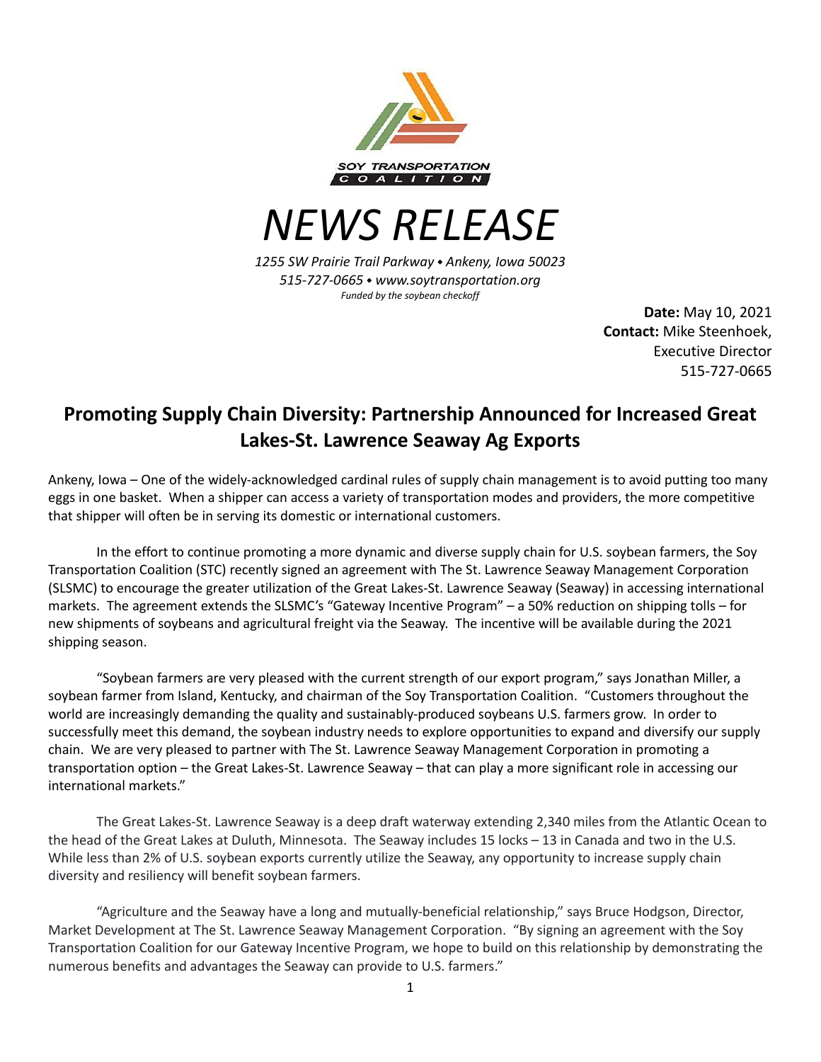SOY TRANSPORTATION COALITION

# *NEWS RELEASE*

*1255 SW Prairie Trail Parkway • Ankeny, Iowa 50023*
*515-727-0665 • www.soytransportation.org*
*Funded by the soybean checkoff*

**Date:** May 10, 2021
**Contact:** Mike Steenhoek, Executive Director
515-727-0665

## Promoting Supply Chain Diversity: Partnership Announced for Increased Great Lakes-St. Lawrence Seaway Ag Exports

Ankeny, Iowa – One of the widely-acknowledged cardinal rules of supply chain management is to avoid putting too many eggs in one basket. When a shipper can access a variety of transportation modes and providers, the more competitive that shipper will often be in serving its domestic or international customers.

In the effort to continue promoting a more dynamic and diverse supply chain for U.S. soybean farmers, the Soy Transportation Coalition (STC) recently signed an agreement with The St. Lawrence Seaway Management Corporation (SLSMC) to encourage the greater utilization of the Great Lakes-St. Lawrence Seaway (Seaway) in accessing international markets. The agreement extends the SLSMC's "Gateway Incentive Program" – a 50% reduction on shipping tolls – for new shipments of soybeans and agricultural freight via the Seaway. The incentive will be available during the 2021 shipping season.

"Soybean farmers are very pleased with the current strength of our export program," says Jonathan Miller, a soybean farmer from Island, Kentucky, and chairman of the Soy Transportation Coalition. "Customers throughout the world are increasingly demanding the quality and sustainably-produced soybeans U.S. farmers grow. In order to successfully meet this demand, the soybean industry needs to explore opportunities to expand and diversify our supply chain. We are very pleased to partner with The St. Lawrence Seaway Management Corporation in promoting a transportation option – the Great Lakes-St. Lawrence Seaway – that can play a more significant role in accessing our international markets."

The Great Lakes-St. Lawrence Seaway is a deep draft waterway extending 2,340 miles from the Atlantic Ocean to the head of the Great Lakes at Duluth, Minnesota. The Seaway includes 15 locks – 13 in Canada and two in the U.S. While less than 2% of U.S. soybean exports currently utilize the Seaway, any opportunity to increase supply chain diversity and resiliency will benefit soybean farmers.

"Agriculture and the Seaway have a long and mutually-beneficial relationship," says Bruce Hodgson, Director, Market Development at The St. Lawrence Seaway Management Corporation. "By signing an agreement with the Soy Transportation Coalition for our Gateway Incentive Program, we hope to build on this relationship by demonstrating the numerous benefits and advantages the Seaway can provide to U.S. farmers."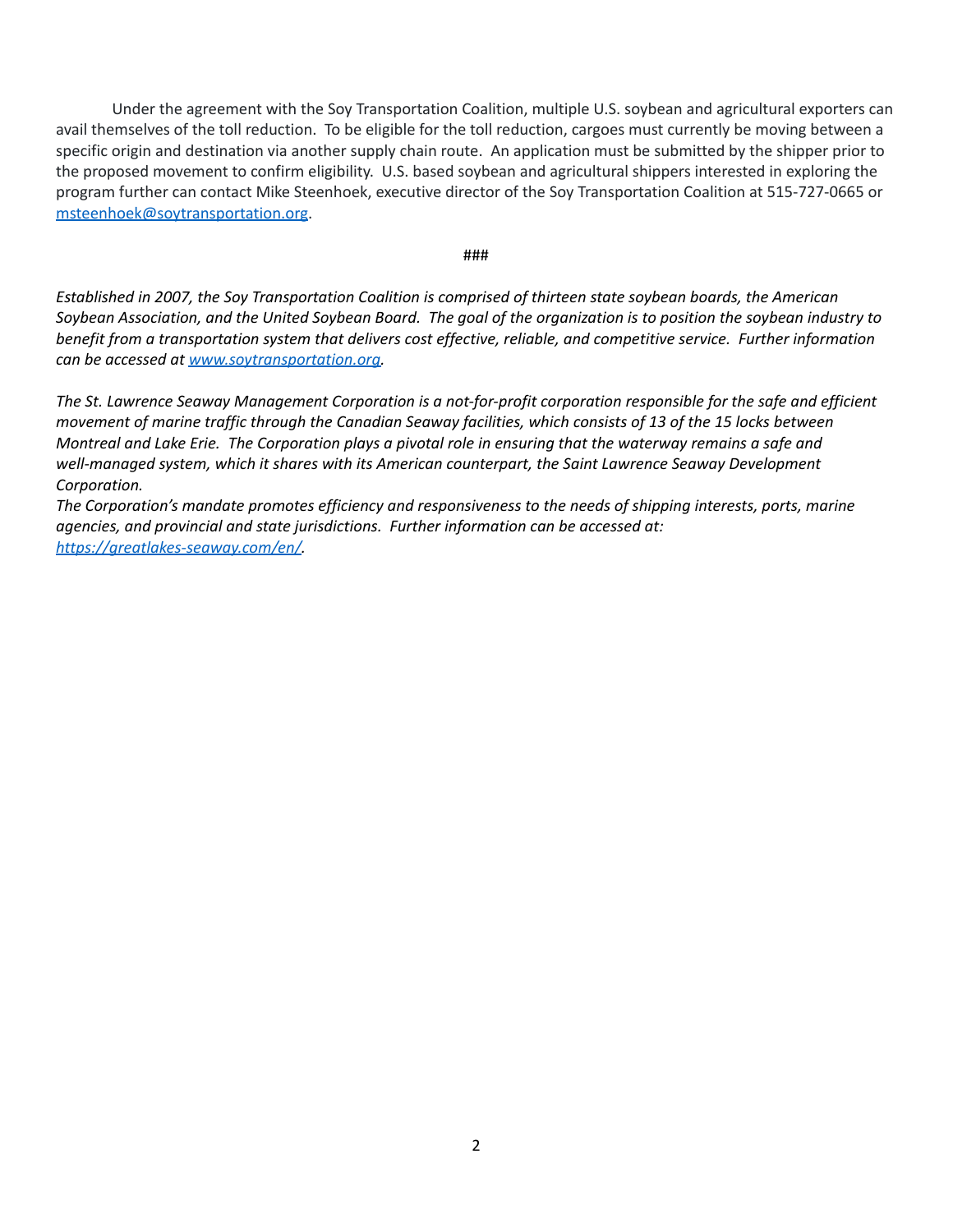Under the agreement with the Soy Transportation Coalition, multiple U.S. soybean and agricultural exporters can avail themselves of the toll reduction. To be eligible for the toll reduction, cargoes must currently be moving between a specific origin and destination via another supply chain route. An application must be submitted by the shipper prior to the proposed movement to confirm eligibility. U.S. based soybean and agricultural shippers interested in exploring the program further can contact Mike Steenhoek, executive director of the Soy Transportation Coalition at 515-727-0665 or msteenhoek@soytransportation.org.

###

*Established in 2007, the Soy Transportation Coalition is comprised of thirteen state soybean boards, the American Soybean Association, and the United Soybean Board. The goal of the organization is to position the soybean industry to benefit from a transportation system that delivers cost effective, reliable, and competitive service. Further information can be accessed at www.soytransportation.org.*

*The St. Lawrence Seaway Management Corporation is a not-for-profit corporation responsible for the safe and efficient movement of marine traffic through the Canadian Seaway facilities, which consists of 13 of the 15 locks between Montreal and Lake Erie. The Corporation plays a pivotal role in ensuring that the waterway remains a safe and well-managed system, which it shares with its American counterpart, the Saint Lawrence Seaway Development Corporation.*

*The Corporation's mandate promotes efficiency and responsiveness to the needs of shipping interests, ports, marine agencies, and provincial and state jurisdictions. Further information can be accessed at: https://greatlakes-seaway.com/en/.*